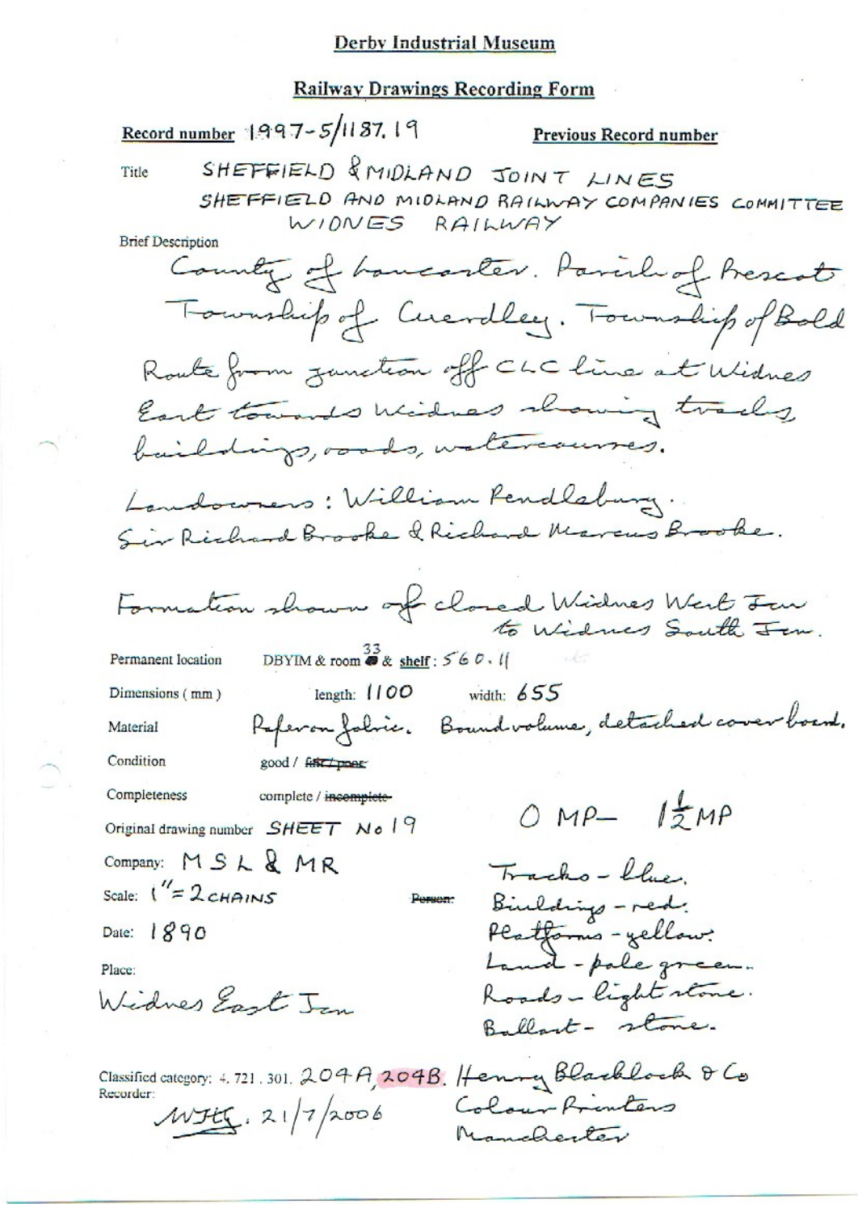# Derby Industrial Museum

## Railway Drawings Recording Form

**Record number** 1997-5/1187.19 **Previous Record number**

Title SHEFFIELD & MIDLAND JOINT LINES
SHEFFIELD AND MIDLAND RAILWAY COMPANIES COMMITTEE
WIDNES RAILWAY

Brief Description

County of Lancaster. Parish of Prescot
Township of Cuerdley. Township of Bold
Route from junction off CLC line at Widnes
East towards Widnes showing tracks,
buildings, roads, watercourses.

Landowners: William Pendlebury.
Sir Richard Brooke & Richard Marcus Brooke.

Formation shown of closed Widnes West Jcn
to Widnes South Jcn.

Permanent location DBYIM & room 33 & shelf: 560.11

Dimensions (mm) length: 1100 width: 655

Material Paper on fabric. Bound volume, detached cover board.

Condition good / ~~fair / poor~~

Completeness complete / ~~incomplete~~

Original drawing number SHEET No 19

0 MP – 1½ MP

Company: MSL & MR

Scale: 1" = 2 CHAINS

Date: 1890

Place:
Widnes East Jcn

~~Person:~~
Tracks - blue.
Buildings - red.
Platforms - yellow.
Land - pale green.
Roads - light stone.
Ballast - stone.

Classified category: 4. 721. 301. 204A, 204B. Henry Blacklock & Co
Colour Printers
Manchester

Recorder:
WJH. 21/7/2006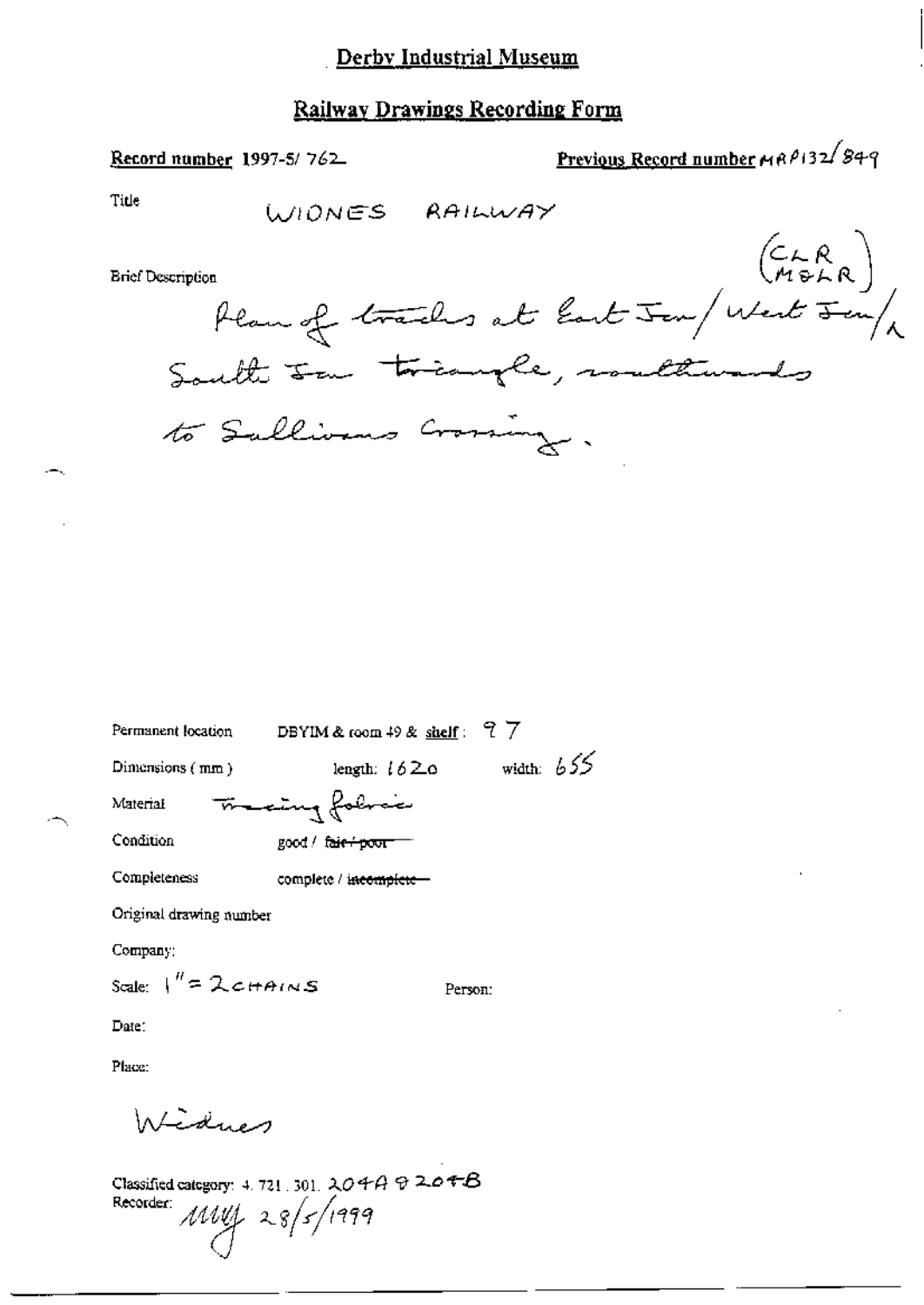# Derby Industrial Museum

## Railway Drawings Recording Form

**Record number** 1997-5/762

**Previous Record number** MRP132/849

Title

WIDNES RAILWAY

Brief Description

(CLR / M&LR)

Plan of tracks at East Jcn/West Jcn/& South Jcn triangle, southwards to Sullivans Crossing.

Permanent location DBYIM & room 49 & shelf: 97

Dimensions (mm) length: 1620 width: 655

Material Tracing fabric

Condition good / ~~fair / poor~~

Completeness complete / ~~incomplete~~

Original drawing number

Company:

Scale: 1" = 2 CHAINS Person:

Date:

Place:

Widnes

Classified category: 4. 721. 301. 204A & 204B

Recorder: MWJ 28/5/1999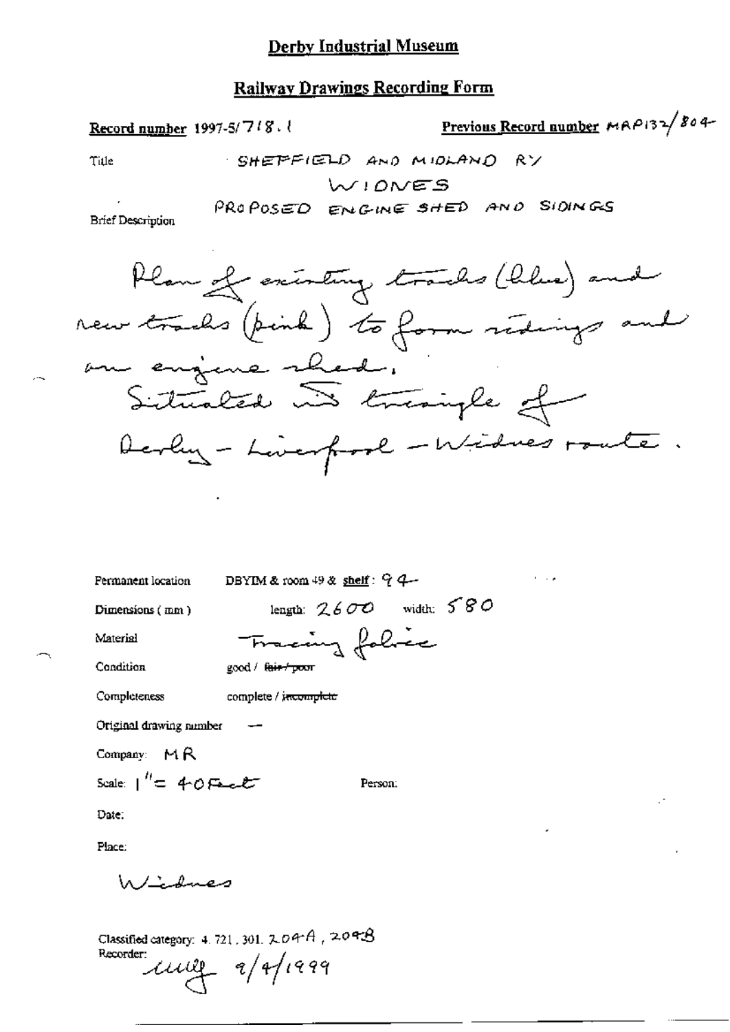# Derby Industrial Museum

## Railway Drawings Recording Form

**Record number** 1997-5/718.1 **Previous Record number** MRP132/804

Title: SHEFFIELD AND MIDLAND RY
WIDNES
PROPOSED ENGINE SHED AND SIDINGS

Brief Description

Plan of existing tracks (blue) and new tracks (pink) to form sidings and an engine shed.
Situated in triangle of Derby - Liverpool - Widnes route.

Permanent location: DBYIM & room 49 & **shelf**: 94

Dimensions (mm): length: 2600 width: 580

Material: Tracing fabric

Condition: good / ~~fair / poor~~

Completeness: complete / ~~incomplete~~

Original drawing number: —

Company: MR

Scale: 1" = 40 Feet

Person:

Date:

Place:

Widnes

Classified category: 4. 721. 301. 204A, 204B

Recorder: [signature] 9/4/1999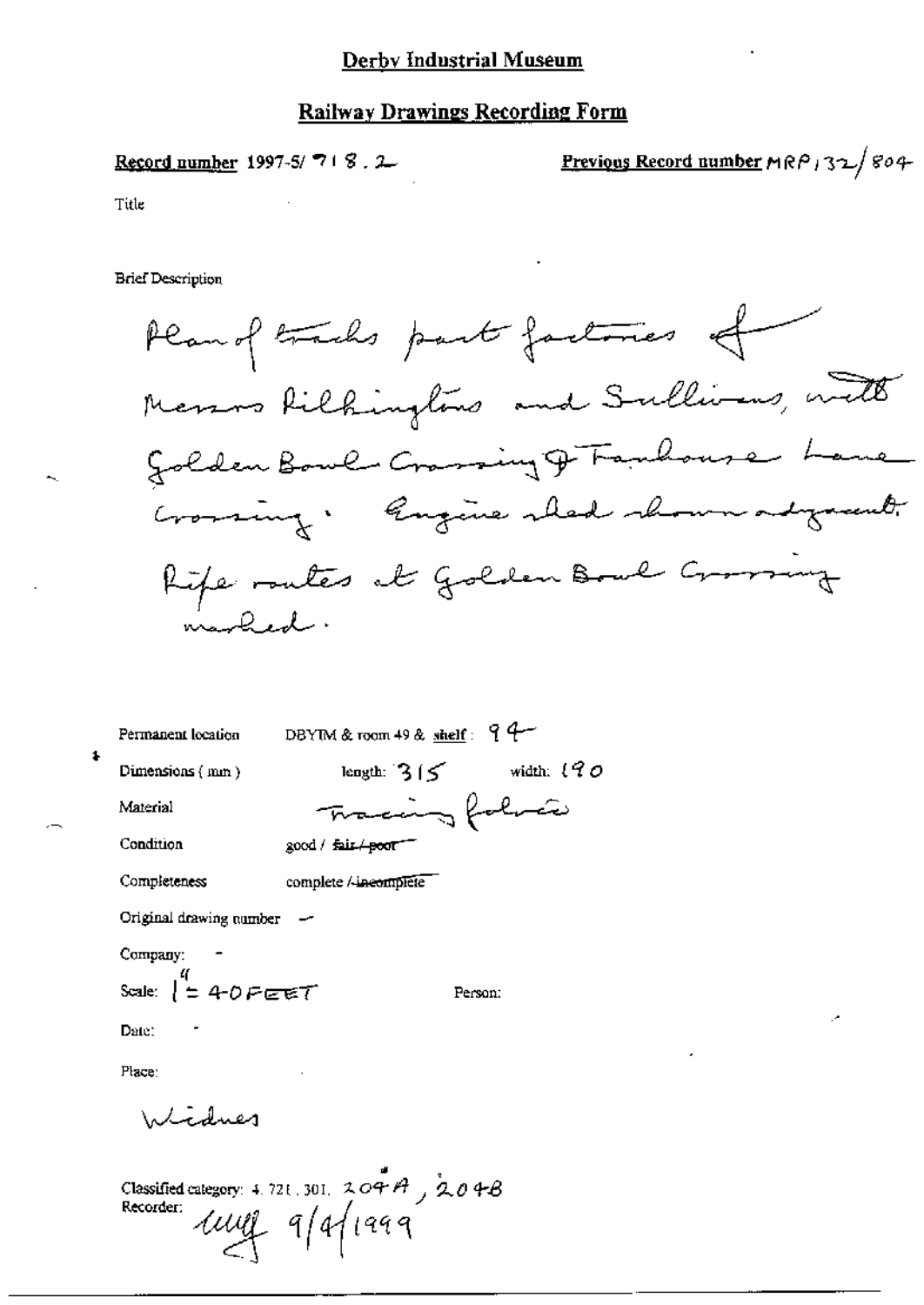# Derby Industrial Museum

## Railway Drawings Recording Form

**Record number** 1997-5/ 718 . 2

**Previous Record number** MRP132/804

Title

Brief Description

Plan of tracks past factories of Messrs Pilkingtons and Sullivans, with Golden Bowl Crossing & Farnhouse Lane Crossing. Engine shed shown adjacent. Fife routes at Golden Bowl Crossing marked.

Permanent location DBYIM & room 49 & shelf : 94

Dimensions ( mm ) length: 315 width: 190

Material Tracing fabric

Condition good / ~~fair / poor~~

Completeness complete / ~~incomplete~~

Original drawing number -

Company: -

Scale: 1" = 40 FEET

Person:

Date: -

Place:

Widnes

Classified category: 4. 721 . 301, 204A, 204B

Recorder: MMF 9/4/1999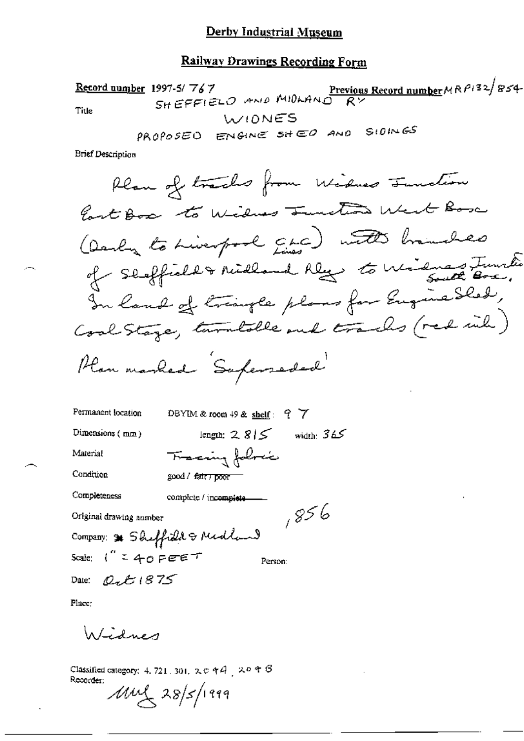**Derby Industrial Museum**

**Railway Drawings Recording Form**

**Record number** 1997-5/ 767 **Previous Record number** MRP132/854

Title

SHEFFIELD AND MIDLAND RY
WIDNES
PROPOSED ENGINE SHED AND SIDINGS

Brief Description

Plan of tracks from Widnes Junction East Box to Widnes Junction West Box (Derby to Liverpool CLC Lines) with branches of Sheffield & Midland Rly to Widnes Junction South Box. In land of triangle plans for Engine Shed, Coal Stage, turntable and tracks (red ink)

Plan marked 'Superseded'

Permanent location DBYIM & room 49 & shelf: 97

Dimensions (mm) length: 2815 width: 365

Material Tracing fabric

Condition good / ~~fair / poor~~

Completeness complete / ~~incomplete~~

Original drawing number ,856

Company: Sheffield & Midland

Scale: 1" = 40 FEET Person:

Date: Oct 1875

Place:

Widnes

Classified category: 4. 721. 301, 2049, 2048

Recorder:

MRJ 28/5/1999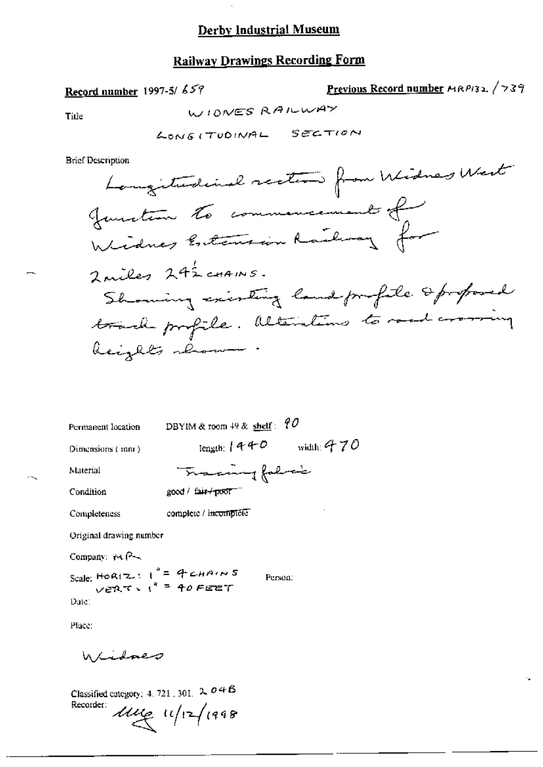# Derby Industrial Museum

## Railway Drawings Recording Form

**Record number** 1997-5/ 659

**Previous Record number** MRP132 / 739

Title

WIDNES RAILWAY

LONGITUDINAL SECTION

Brief Description

Longitudinal section from Widnes West Junction to commencement of Widnes Extension Railway for 2 miles 24½ CHAINS.
Showing existing land profile & proposed track profile. Alterations to road crossing heights shown.

Permanent location DBYIM & room 49 & shelf : 90

Dimensions ( mm ) length: 1440 width: 470

Material Tracing fabric

Condition good / ~~fair / poor~~

Completeness complete / ~~incomplete~~

Original drawing number

Company: MR

Scale: HORIZ : 1" = 4 CHAINS
VERT : 1" = 40 FEET

Person:

Date:

Place:

Widnes

Classified category: 4. 721 . 301. 2 04 B

Recorder: [signature] 11/12/1998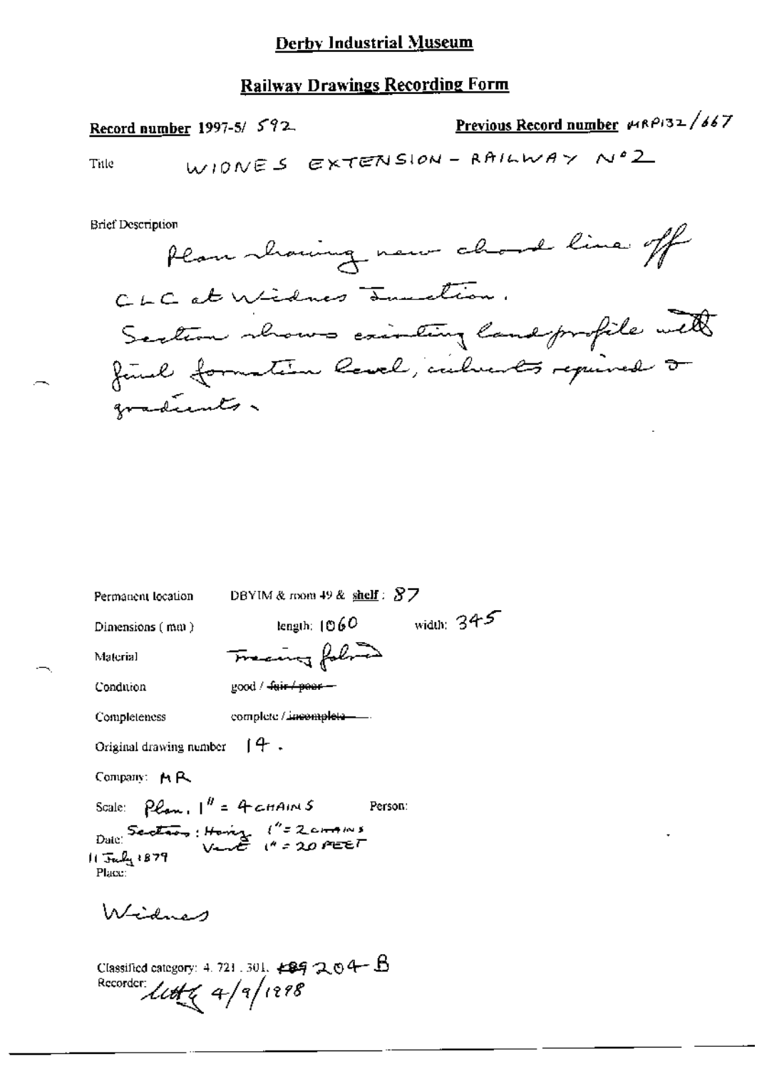**Derby Industrial Museum**

**Railway Drawings Recording Form**

**Record number** 1997-5/ 592

**Previous Record number** MRP132/667

Title: WIDNES EXTENSION - RAILWAY No 2

Brief Description

Plan showing new chord line off CLC at Widnes Junction.
Section shows existing land profile with final formation level, culverts required & gradients.

Permanent location: DBYIM & room 49 & shelf: 87

Dimensions (mm): length: 1060 width: 345

Material: Tracing fabric

Condition: good / ~~fair / poor~~

Completeness: complete / ~~incomplete~~

Original drawing number: 14.

Company: MR

Scale: Plan, 1" = 4 CHAINS

Section: Horiz. 1" = 2 CHAINS
Vert. 1" = 20 FEET

Person:

Date: 11 July 1879

Place: Widnes

Classified category: 4. 721. 301. ~~E89~~ 204-B

Recorder: [signature] 4/9/1998